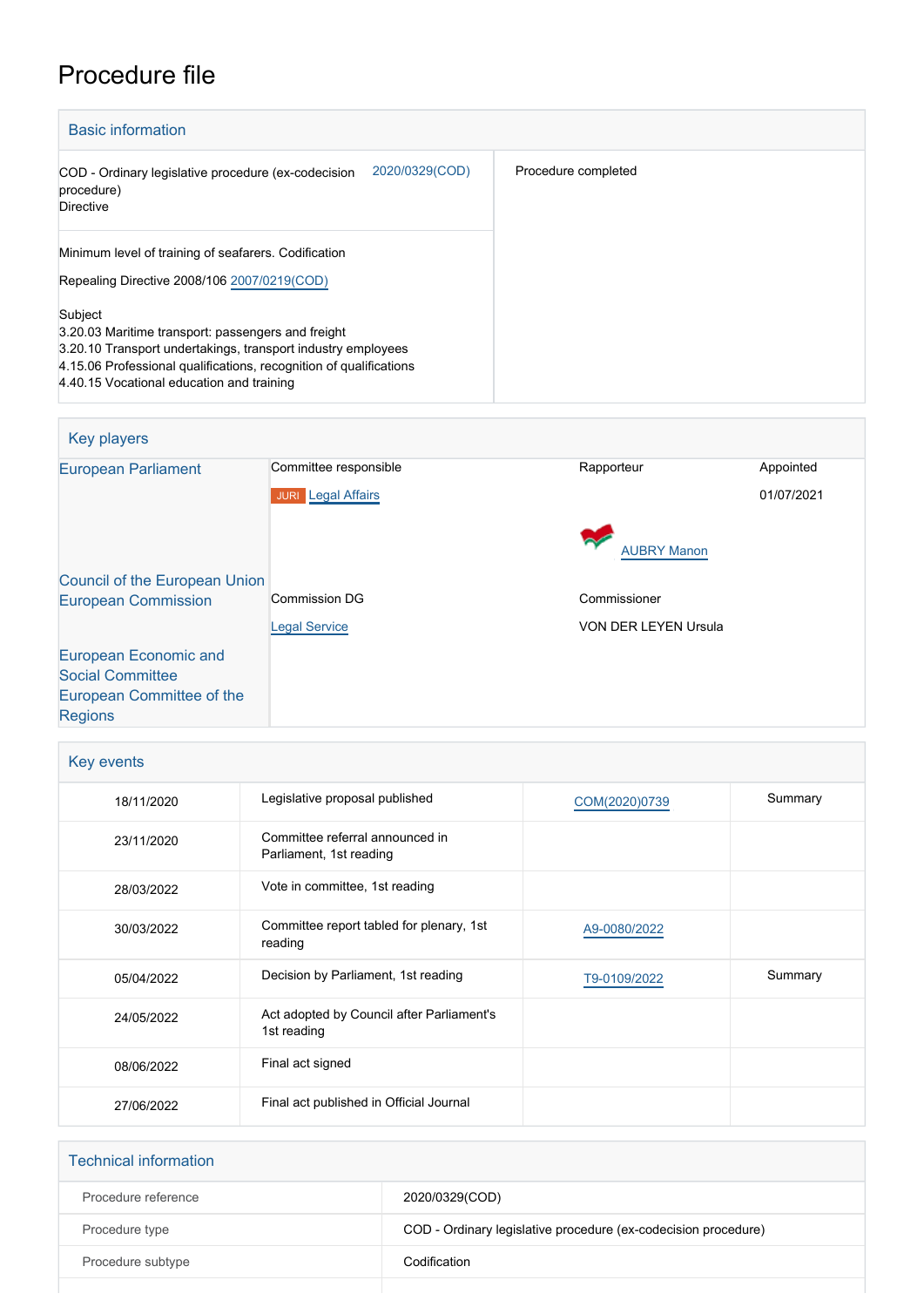# Procedure file

## Basic information

| | |
|---|---|
| COD - Ordinary legislative procedure (ex-codecision procedure) Directive 2020/0329(COD) | Procedure completed |
| Minimum level of training of seafarers. Codification<br><br>Repealing Directive 2008/106 2007/0219(COD)<br><br>Subject<br>3.20.03 Maritime transport: passengers and freight<br>3.20.10 Transport undertakings, transport industry employees<br>4.15.06 Professional qualifications, recognition of qualifications<br>4.40.15 Vocational education and training | |

## Key players

| | | | |
|---|---|---|---|
| European Parliament | Committee responsible | Rapporteur | Appointed |
| | JURI Legal Affairs | | 01/07/2021 |
| | | AUBRY Manon | |
| Council of the European Union | | | |
| European Commission | Commission DG | Commissioner | |
| | Legal Service | VON DER LEYEN Ursula | |
| European Economic and Social Committee | | | |
| European Committee of the Regions | | | |

## Key events

| | | | |
|---|---|---|---|
| 18/11/2020 | Legislative proposal published | COM(2020)0739 | Summary |
| 23/11/2020 | Committee referral announced in Parliament, 1st reading | | |
| 28/03/2022 | Vote in committee, 1st reading | | |
| 30/03/2022 | Committee report tabled for plenary, 1st reading | A9-0080/2022 | |
| 05/04/2022 | Decision by Parliament, 1st reading | T9-0109/2022 | Summary |
| 24/05/2022 | Act adopted by Council after Parliament's 1st reading | | |
| 08/06/2022 | Final act signed | | |
| 27/06/2022 | Final act published in Official Journal | | |

## Technical information

| | |
|---|---|
| Procedure reference | 2020/0329(COD) |
| Procedure type | COD - Ordinary legislative procedure (ex-codecision procedure) |
| Procedure subtype | Codification |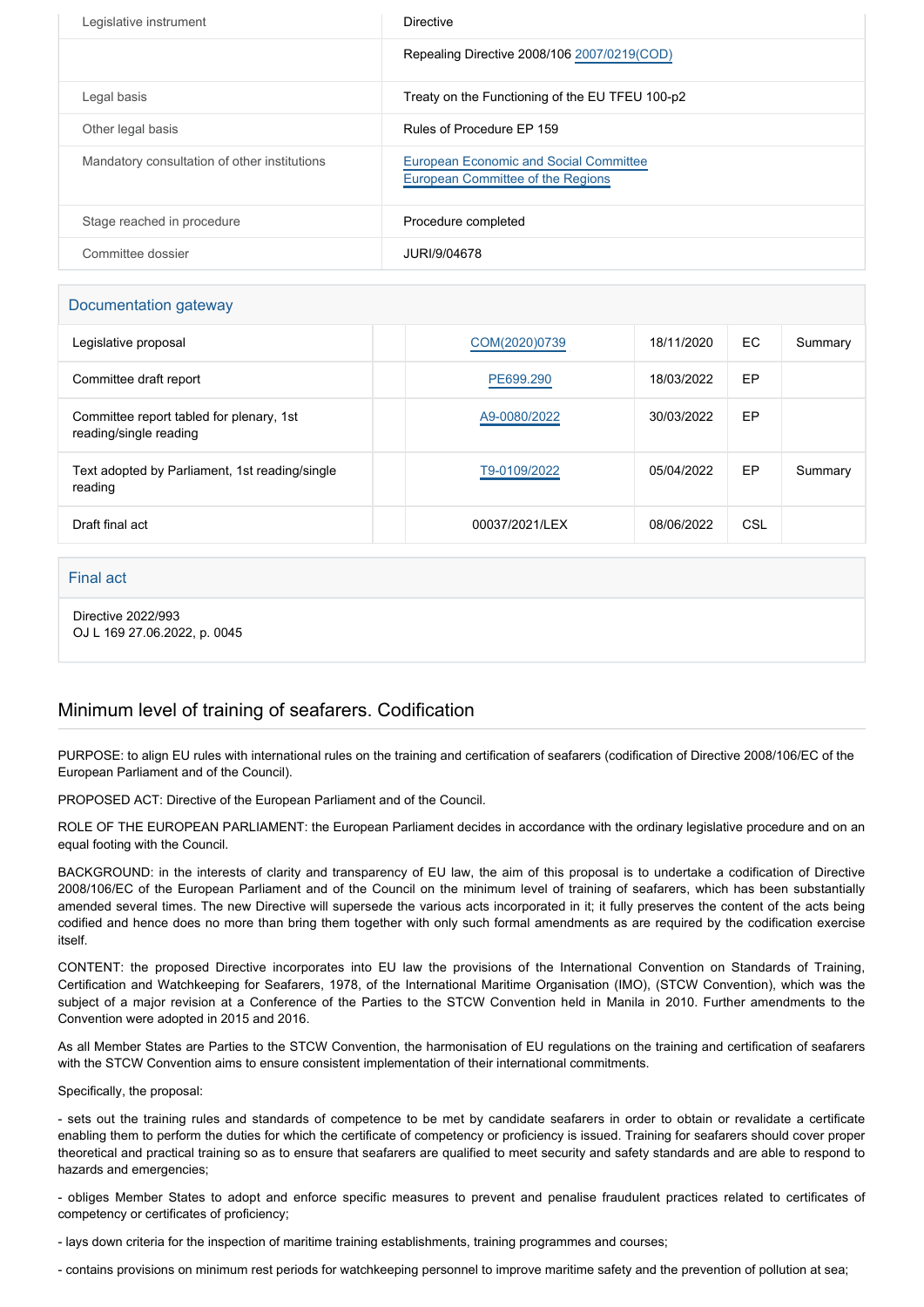| | |
|---|---|
| Legislative instrument | Directive |
| | Repealing Directive 2008/106 2007/0219(COD) |
| Legal basis | Treaty on the Functioning of the EU TFEU 100-p2 |
| Other legal basis | Rules of Procedure EP 159 |
| Mandatory consultation of other institutions | European Economic and Social Committee<br>European Committee of the Regions |
| Stage reached in procedure | Procedure completed |
| Committee dossier | JURI/9/04678 |

## Documentation gateway

| | | | | | |
|---|---|---|---|---|---|
| Legislative proposal | | COM(2020)0739 | 18/11/2020 | EC | Summary |
| Committee draft report | | PE699.290 | 18/03/2022 | EP | |
| Committee report tabled for plenary, 1st reading/single reading | | A9-0080/2022 | 30/03/2022 | EP | |
| Text adopted by Parliament, 1st reading/single reading | | T9-0109/2022 | 05/04/2022 | EP | Summary |
| Draft final act | | 00037/2021/LEX | 08/06/2022 | CSL | |

## Final act

Directive 2022/993
OJ L 169 27.06.2022, p. 0045

# Minimum level of training of seafarers. Codification

PURPOSE: to align EU rules with international rules on the training and certification of seafarers (codification of Directive 2008/106/EC of the European Parliament and of the Council).

PROPOSED ACT: Directive of the European Parliament and of the Council.

ROLE OF THE EUROPEAN PARLIAMENT: the European Parliament decides in accordance with the ordinary legislative procedure and on an equal footing with the Council.

BACKGROUND: in the interests of clarity and transparency of EU law, the aim of this proposal is to undertake a codification of Directive 2008/106/EC of the European Parliament and of the Council on the minimum level of training of seafarers, which has been substantially amended several times. The new Directive will supersede the various acts incorporated in it; it fully preserves the content of the acts being codified and hence does no more than bring them together with only such formal amendments as are required by the codification exercise itself.

CONTENT: the proposed Directive incorporates into EU law the provisions of the International Convention on Standards of Training, Certification and Watchkeeping for Seafarers, 1978, of the International Maritime Organisation (IMO), (STCW Convention), which was the subject of a major revision at a Conference of the Parties to the STCW Convention held in Manila in 2010. Further amendments to the Convention were adopted in 2015 and 2016.

As all Member States are Parties to the STCW Convention, the harmonisation of EU regulations on the training and certification of seafarers with the STCW Convention aims to ensure consistent implementation of their international commitments.

Specifically, the proposal:

- sets out the training rules and standards of competence to be met by candidate seafarers in order to obtain or revalidate a certificate enabling them to perform the duties for which the certificate of competency or proficiency is issued. Training for seafarers should cover proper theoretical and practical training so as to ensure that seafarers are qualified to meet security and safety standards and are able to respond to hazards and emergencies;

- obliges Member States to adopt and enforce specific measures to prevent and penalise fraudulent practices related to certificates of competency or certificates of proficiency;

- lays down criteria for the inspection of maritime training establishments, training programmes and courses;

- contains provisions on minimum rest periods for watchkeeping personnel to improve maritime safety and the prevention of pollution at sea;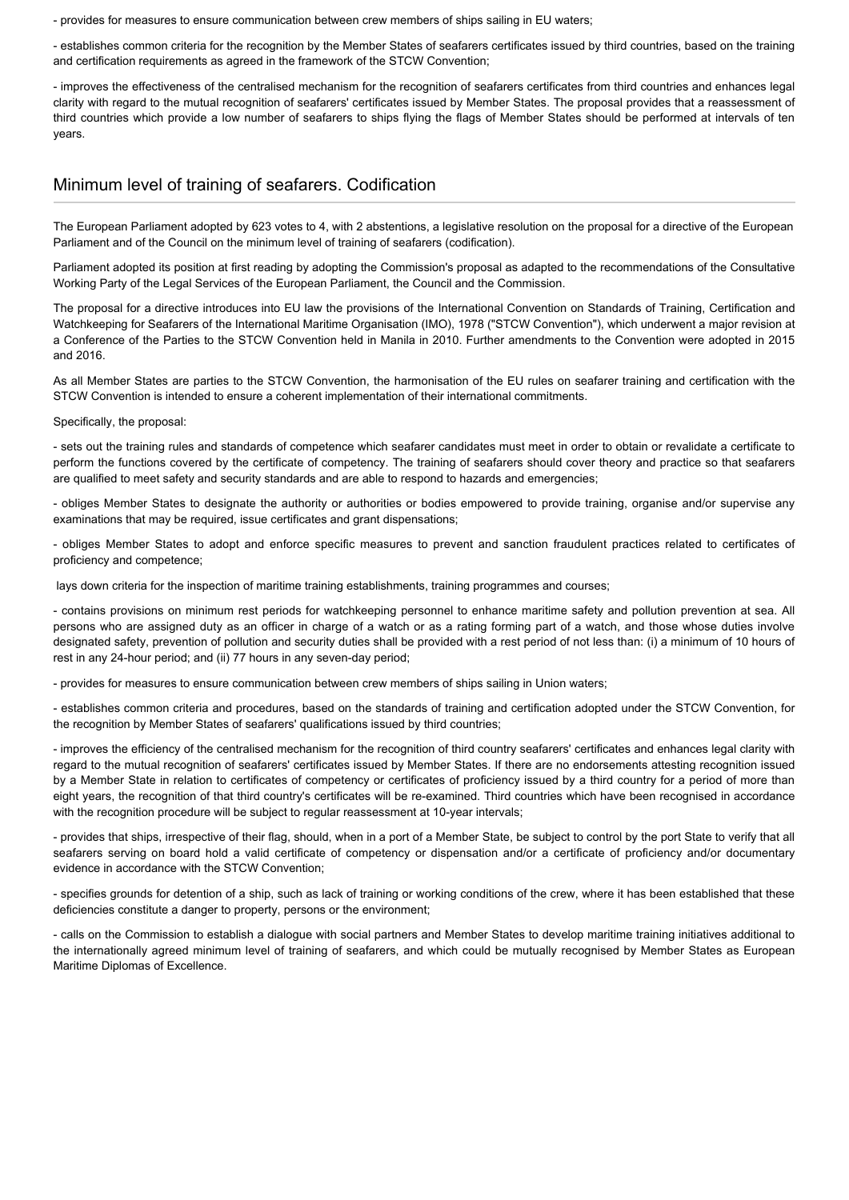- provides for measures to ensure communication between crew members of ships sailing in EU waters;

- establishes common criteria for the recognition by the Member States of seafarers certificates issued by third countries, based on the training and certification requirements as agreed in the framework of the STCW Convention;

- improves the effectiveness of the centralised mechanism for the recognition of seafarers certificates from third countries and enhances legal clarity with regard to the mutual recognition of seafarers' certificates issued by Member States. The proposal provides that a reassessment of third countries which provide a low number of seafarers to ships flying the flags of Member States should be performed at intervals of ten years.

## Minimum level of training of seafarers. Codification

The European Parliament adopted by 623 votes to 4, with 2 abstentions, a legislative resolution on the proposal for a directive of the European Parliament and of the Council on the minimum level of training of seafarers (codification).

Parliament adopted its position at first reading by adopting the Commission's proposal as adapted to the recommendations of the Consultative Working Party of the Legal Services of the European Parliament, the Council and the Commission.

The proposal for a directive introduces into EU law the provisions of the International Convention on Standards of Training, Certification and Watchkeeping for Seafarers of the International Maritime Organisation (IMO), 1978 ("STCW Convention"), which underwent a major revision at a Conference of the Parties to the STCW Convention held in Manila in 2010. Further amendments to the Convention were adopted in 2015 and 2016.

As all Member States are parties to the STCW Convention, the harmonisation of the EU rules on seafarer training and certification with the STCW Convention is intended to ensure a coherent implementation of their international commitments.

Specifically, the proposal:

- sets out the training rules and standards of competence which seafarer candidates must meet in order to obtain or revalidate a certificate to perform the functions covered by the certificate of competency. The training of seafarers should cover theory and practice so that seafarers are qualified to meet safety and security standards and are able to respond to hazards and emergencies;

- obliges Member States to designate the authority or authorities or bodies empowered to provide training, organise and/or supervise any examinations that may be required, issue certificates and grant dispensations;

- obliges Member States to adopt and enforce specific measures to prevent and sanction fraudulent practices related to certificates of proficiency and competence;

lays down criteria for the inspection of maritime training establishments, training programmes and courses;

- contains provisions on minimum rest periods for watchkeeping personnel to enhance maritime safety and pollution prevention at sea. All persons who are assigned duty as an officer in charge of a watch or as a rating forming part of a watch, and those whose duties involve designated safety, prevention of pollution and security duties shall be provided with a rest period of not less than: (i) a minimum of 10 hours of rest in any 24-hour period; and (ii) 77 hours in any seven-day period;

- provides for measures to ensure communication between crew members of ships sailing in Union waters;

- establishes common criteria and procedures, based on the standards of training and certification adopted under the STCW Convention, for the recognition by Member States of seafarers' qualifications issued by third countries;

- improves the efficiency of the centralised mechanism for the recognition of third country seafarers' certificates and enhances legal clarity with regard to the mutual recognition of seafarers' certificates issued by Member States. If there are no endorsements attesting recognition issued by a Member State in relation to certificates of competency or certificates of proficiency issued by a third country for a period of more than eight years, the recognition of that third country's certificates will be re-examined. Third countries which have been recognised in accordance with the recognition procedure will be subject to regular reassessment at 10-year intervals;

- provides that ships, irrespective of their flag, should, when in a port of a Member State, be subject to control by the port State to verify that all seafarers serving on board hold a valid certificate of competency or dispensation and/or a certificate of proficiency and/or documentary evidence in accordance with the STCW Convention;

- specifies grounds for detention of a ship, such as lack of training or working conditions of the crew, where it has been established that these deficiencies constitute a danger to property, persons or the environment;

- calls on the Commission to establish a dialogue with social partners and Member States to develop maritime training initiatives additional to the internationally agreed minimum level of training of seafarers, and which could be mutually recognised by Member States as European Maritime Diplomas of Excellence.